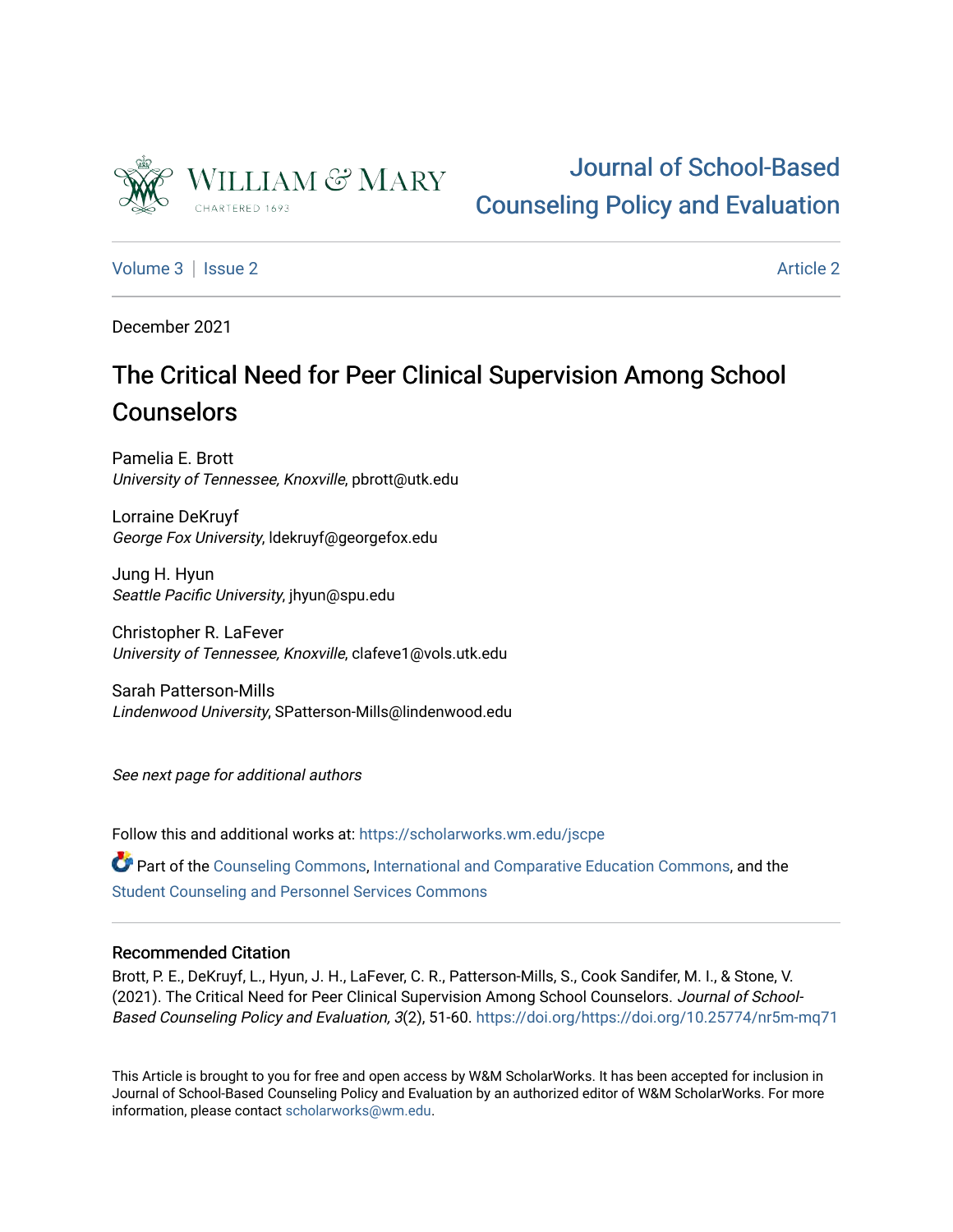Journal of School-Based Counseling Policy and Evaluation

Volume 3 | Issue 2 — Article 2

December 2021

# The Critical Need for Peer Clinical Supervision Among School Counselors

Pamelia E. Brott
*University of Tennessee, Knoxville*, pbrott@utk.edu

Lorraine DeKruyf
*George Fox University*, ldekruyf@georgefox.edu

Jung H. Hyun
*Seattle Pacific University*, jhyun@spu.edu

Christopher R. LaFever
*University of Tennessee, Knoxville*, clafeve1@vols.utk.edu

Sarah Patterson-Mills
*Lindenwood University*, SPatterson-Mills@lindenwood.edu

*See next page for additional authors*

Follow this and additional works at: https://scholarworks.wm.edu/jscpe

Part of the Counseling Commons, International and Comparative Education Commons, and the Student Counseling and Personnel Services Commons

## Recommended Citation

Brott, P. E., DeKruyf, L., Hyun, J. H., LaFever, C. R., Patterson-Mills, S., Cook Sandifer, M. I., & Stone, V. (2021). The Critical Need for Peer Clinical Supervision Among School Counselors. *Journal of School-Based Counseling Policy and Evaluation, 3*(2), 51-60. https://doi.org/https://doi.org/10.25774/nr5m-mq71

This Article is brought to you for free and open access by W&M ScholarWorks. It has been accepted for inclusion in Journal of School-Based Counseling Policy and Evaluation by an authorized editor of W&M ScholarWorks. For more information, please contact scholarworks@wm.edu.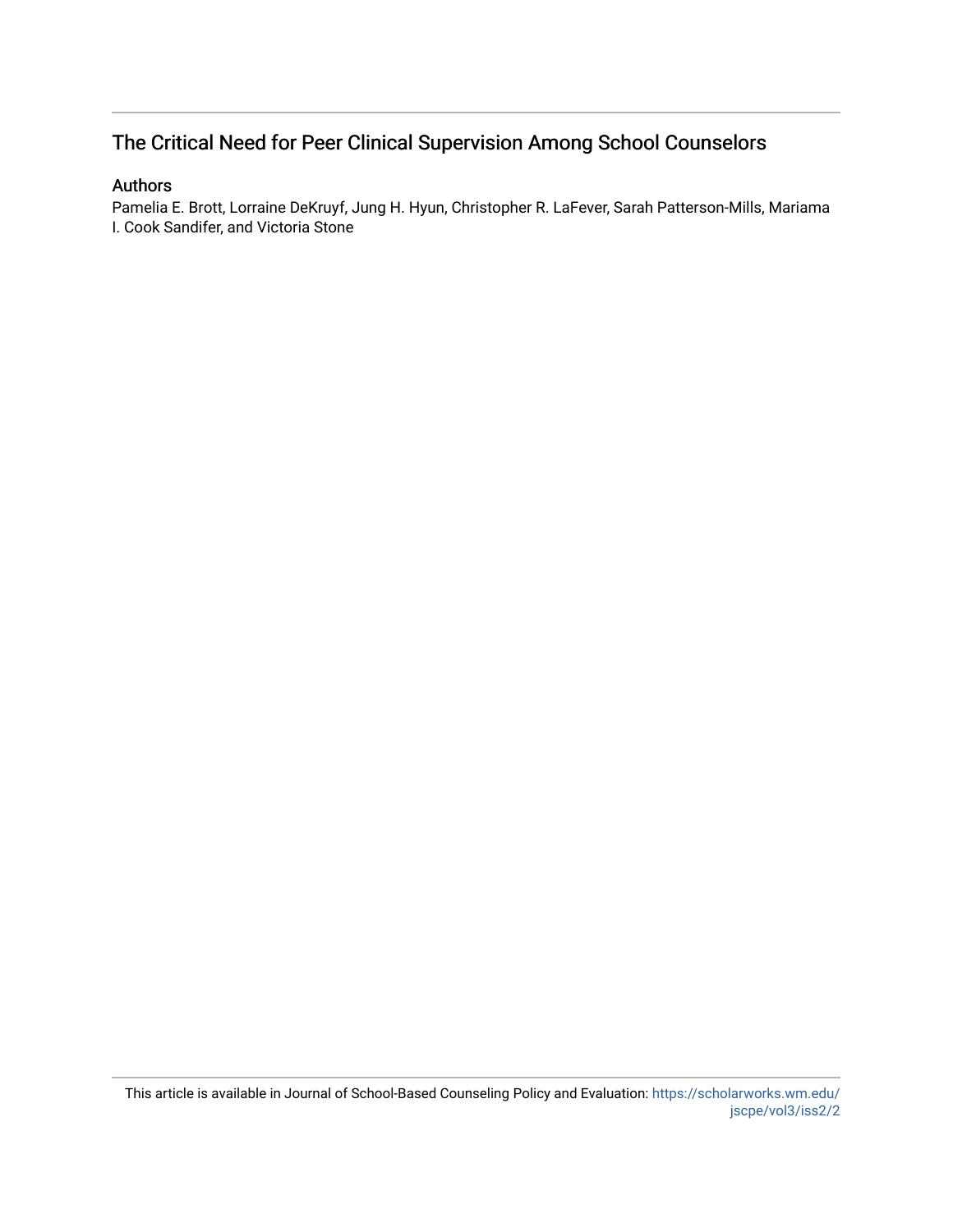# The Critical Need for Peer Clinical Supervision Among School Counselors

## Authors

Pamelia E. Brott, Lorraine DeKruyf, Jung H. Hyun, Christopher R. LaFever, Sarah Patterson-Mills, Mariama I. Cook Sandifer, and Victoria Stone

This article is available in Journal of School-Based Counseling Policy and Evaluation: https://scholarworks.wm.edu/jscpe/vol3/iss2/2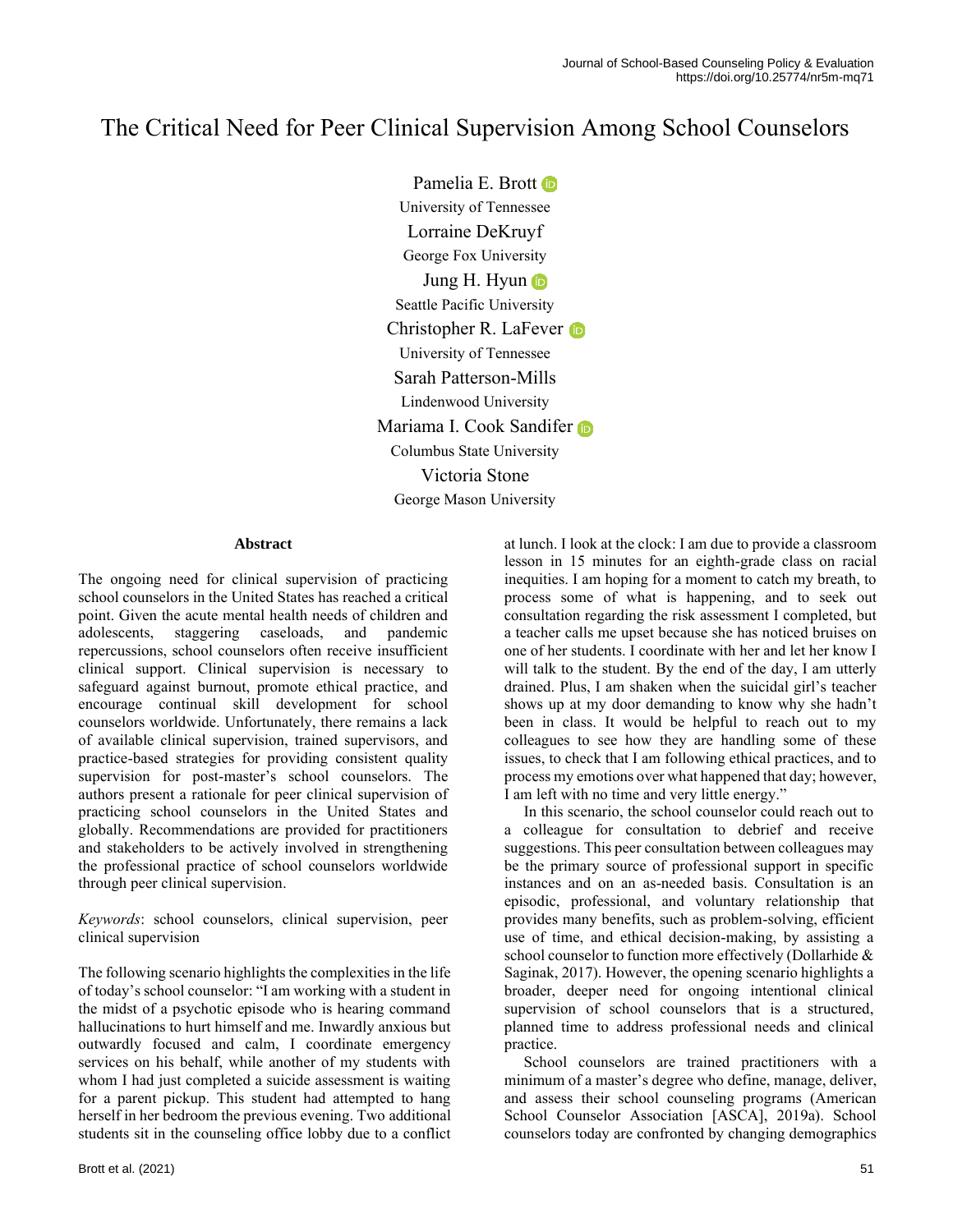# The Critical Need for Peer Clinical Supervision Among School Counselors

Pamelia E. Brott
University of Tennessee

Lorraine DeKruyf
George Fox University

Jung H. Hyun
Seattle Pacific University

Christopher R. LaFever
University of Tennessee

Sarah Patterson-Mills
Lindenwood University

Mariama I. Cook Sandifer
Columbus State University

Victoria Stone
George Mason University

## Abstract

The ongoing need for clinical supervision of practicing school counselors in the United States has reached a critical point. Given the acute mental health needs of children and adolescents, staggering caseloads, and pandemic repercussions, school counselors often receive insufficient clinical support. Clinical supervision is necessary to safeguard against burnout, promote ethical practice, and encourage continual skill development for school counselors worldwide. Unfortunately, there remains a lack of available clinical supervision, trained supervisors, and practice-based strategies for providing consistent quality supervision for post-master's school counselors. The authors present a rationale for peer clinical supervision of practicing school counselors in the United States and globally. Recommendations are provided for practitioners and stakeholders to be actively involved in strengthening the professional practice of school counselors worldwide through peer clinical supervision.

*Keywords*: school counselors, clinical supervision, peer clinical supervision

The following scenario highlights the complexities in the life of today's school counselor: "I am working with a student in the midst of a psychotic episode who is hearing command hallucinations to hurt himself and me. Inwardly anxious but outwardly focused and calm, I coordinate emergency services on his behalf, while another of my students with whom I had just completed a suicide assessment is waiting for a parent pickup. This student had attempted to hang herself in her bedroom the previous evening. Two additional students sit in the counseling office lobby due to a conflict at lunch. I look at the clock: I am due to provide a classroom lesson in 15 minutes for an eighth-grade class on racial inequities. I am hoping for a moment to catch my breath, to process some of what is happening, and to seek out consultation regarding the risk assessment I completed, but a teacher calls me upset because she has noticed bruises on one of her students. I coordinate with her and let her know I will talk to the student. By the end of the day, I am utterly drained. Plus, I am shaken when the suicidal girl's teacher shows up at my door demanding to know why she hadn't been in class. It would be helpful to reach out to my colleagues to see how they are handling some of these issues, to check that I am following ethical practices, and to process my emotions over what happened that day; however, I am left with no time and very little energy."

In this scenario, the school counselor could reach out to a colleague for consultation to debrief and receive suggestions. This peer consultation between colleagues may be the primary source of professional support in specific instances and on an as-needed basis. Consultation is an episodic, professional, and voluntary relationship that provides many benefits, such as problem-solving, efficient use of time, and ethical decision-making, by assisting a school counselor to function more effectively (Dollarhide & Saginak, 2017). However, the opening scenario highlights a broader, deeper need for ongoing intentional clinical supervision of school counselors that is a structured, planned time to address professional needs and clinical practice.

School counselors are trained practitioners with a minimum of a master's degree who define, manage, deliver, and assess their school counseling programs (American School Counselor Association [ASCA], 2019a). School counselors today are confronted by changing demographics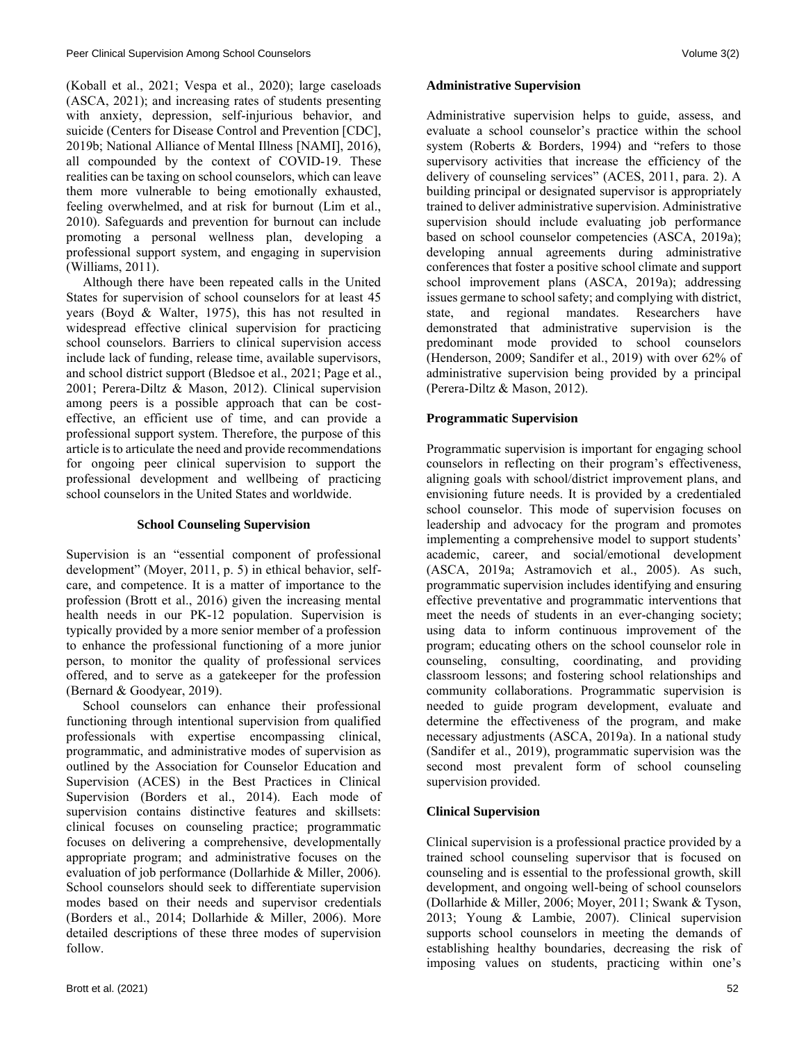(Koball et al., 2021; Vespa et al., 2020); large caseloads (ASCA, 2021); and increasing rates of students presenting with anxiety, depression, self-injurious behavior, and suicide (Centers for Disease Control and Prevention [CDC], 2019b; National Alliance of Mental Illness [NAMI], 2016), all compounded by the context of COVID-19. These realities can be taxing on school counselors, which can leave them more vulnerable to being emotionally exhausted, feeling overwhelmed, and at risk for burnout (Lim et al., 2010). Safeguards and prevention for burnout can include promoting a personal wellness plan, developing a professional support system, and engaging in supervision (Williams, 2011).

Although there have been repeated calls in the United States for supervision of school counselors for at least 45 years (Boyd & Walter, 1975), this has not resulted in widespread effective clinical supervision for practicing school counselors. Barriers to clinical supervision access include lack of funding, release time, available supervisors, and school district support (Bledsoe et al., 2021; Page et al., 2001; Perera-Diltz & Mason, 2012). Clinical supervision among peers is a possible approach that can be cost-effective, an efficient use of time, and can provide a professional support system. Therefore, the purpose of this article is to articulate the need and provide recommendations for ongoing peer clinical supervision to support the professional development and wellbeing of practicing school counselors in the United States and worldwide.

## School Counseling Supervision

Supervision is an "essential component of professional development" (Moyer, 2011, p. 5) in ethical behavior, self-care, and competence. It is a matter of importance to the profession (Brott et al., 2016) given the increasing mental health needs in our PK-12 population. Supervision is typically provided by a more senior member of a profession to enhance the professional functioning of a more junior person, to monitor the quality of professional services offered, and to serve as a gatekeeper for the profession (Bernard & Goodyear, 2019).

School counselors can enhance their professional functioning through intentional supervision from qualified professionals with expertise encompassing clinical, programmatic, and administrative modes of supervision as outlined by the Association for Counselor Education and Supervision (ACES) in the Best Practices in Clinical Supervision (Borders et al., 2014). Each mode of supervision contains distinctive features and skillsets: clinical focuses on counseling practice; programmatic focuses on delivering a comprehensive, developmentally appropriate program; and administrative focuses on the evaluation of job performance (Dollarhide & Miller, 2006). School counselors should seek to differentiate supervision modes based on their needs and supervisor credentials (Borders et al., 2014; Dollarhide & Miller, 2006). More detailed descriptions of these three modes of supervision follow.

### Administrative Supervision

Administrative supervision helps to guide, assess, and evaluate a school counselor's practice within the school system (Roberts & Borders, 1994) and "refers to those supervisory activities that increase the efficiency of the delivery of counseling services" (ACES, 2011, para. 2). A building principal or designated supervisor is appropriately trained to deliver administrative supervision. Administrative supervision should include evaluating job performance based on school counselor competencies (ASCA, 2019a); developing annual agreements during administrative conferences that foster a positive school climate and support school improvement plans (ASCA, 2019a); addressing issues germane to school safety; and complying with district, state, and regional mandates. Researchers have demonstrated that administrative supervision is the predominant mode provided to school counselors (Henderson, 2009; Sandifer et al., 2019) with over 62% of administrative supervision being provided by a principal (Perera-Diltz & Mason, 2012).

### Programmatic Supervision

Programmatic supervision is important for engaging school counselors in reflecting on their program's effectiveness, aligning goals with school/district improvement plans, and envisioning future needs. It is provided by a credentialed school counselor. This mode of supervision focuses on leadership and advocacy for the program and promotes implementing a comprehensive model to support students' academic, career, and social/emotional development (ASCA, 2019a; Astramovich et al., 2005). As such, programmatic supervision includes identifying and ensuring effective preventative and programmatic interventions that meet the needs of students in an ever-changing society; using data to inform continuous improvement of the program; educating others on the school counselor role in counseling, consulting, coordinating, and providing classroom lessons; and fostering school relationships and community collaborations. Programmatic supervision is needed to guide program development, evaluate and determine the effectiveness of the program, and make necessary adjustments (ASCA, 2019a). In a national study (Sandifer et al., 2019), programmatic supervision was the second most prevalent form of school counseling supervision provided.

### Clinical Supervision

Clinical supervision is a professional practice provided by a trained school counseling supervisor that is focused on counseling and is essential to the professional growth, skill development, and ongoing well-being of school counselors (Dollarhide & Miller, 2006; Moyer, 2011; Swank & Tyson, 2013; Young & Lambie, 2007). Clinical supervision supports school counselors in meeting the demands of establishing healthy boundaries, decreasing the risk of imposing values on students, practicing within one's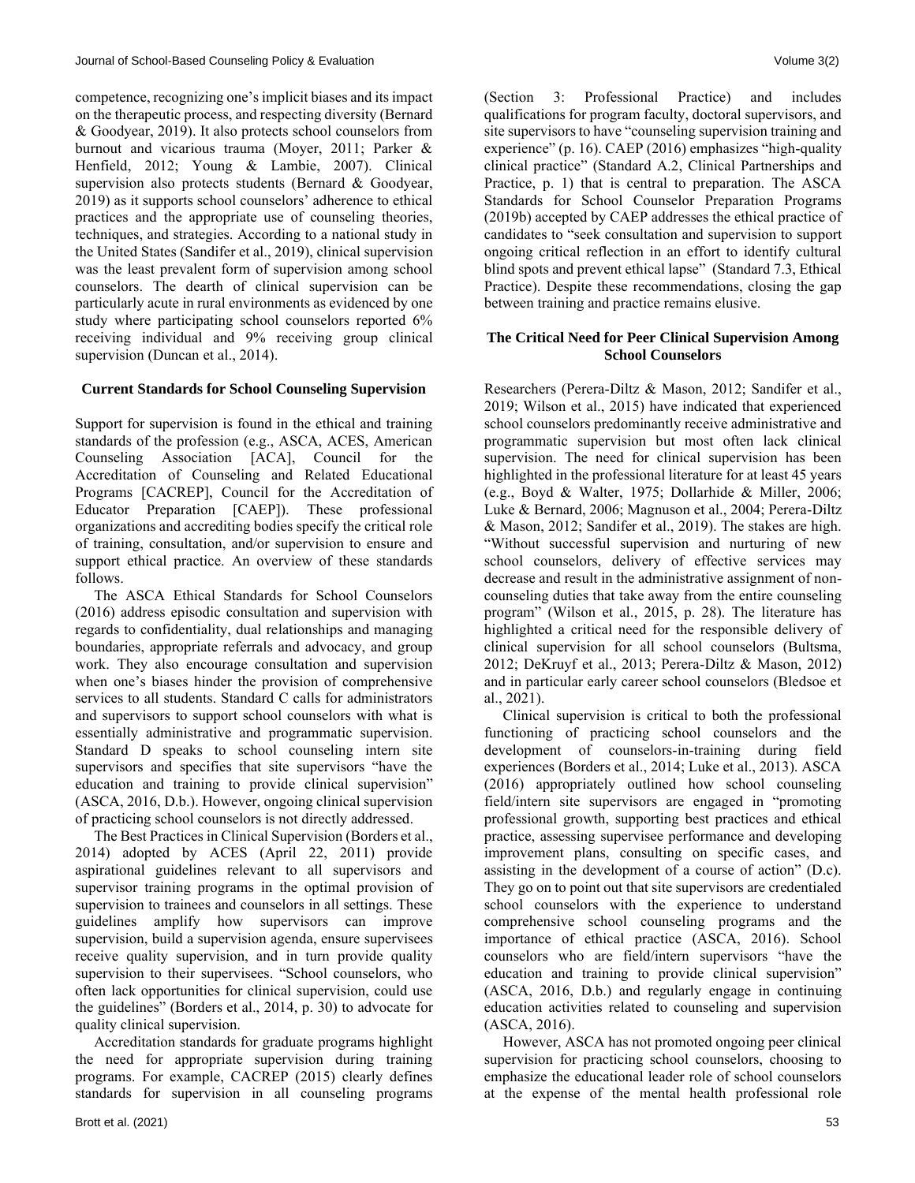competence, recognizing one's implicit biases and its impact on the therapeutic process, and respecting diversity (Bernard & Goodyear, 2019). It also protects school counselors from burnout and vicarious trauma (Moyer, 2011; Parker & Henfield, 2012; Young & Lambie, 2007). Clinical supervision also protects students (Bernard & Goodyear, 2019) as it supports school counselors' adherence to ethical practices and the appropriate use of counseling theories, techniques, and strategies. According to a national study in the United States (Sandifer et al., 2019), clinical supervision was the least prevalent form of supervision among school counselors. The dearth of clinical supervision can be particularly acute in rural environments as evidenced by one study where participating school counselors reported 6% receiving individual and 9% receiving group clinical supervision (Duncan et al., 2014).

## Current Standards for School Counseling Supervision

Support for supervision is found in the ethical and training standards of the profession (e.g., ASCA, ACES, American Counseling Association [ACA], Council for the Accreditation of Counseling and Related Educational Programs [CACREP], Council for the Accreditation of Educator Preparation [CAEP]). These professional organizations and accrediting bodies specify the critical role of training, consultation, and/or supervision to ensure and support ethical practice. An overview of these standards follows.

The ASCA Ethical Standards for School Counselors (2016) address episodic consultation and supervision with regards to confidentiality, dual relationships and managing boundaries, appropriate referrals and advocacy, and group work. They also encourage consultation and supervision when one's biases hinder the provision of comprehensive services to all students. Standard C calls for administrators and supervisors to support school counselors with what is essentially administrative and programmatic supervision. Standard D speaks to school counseling intern site supervisors and specifies that site supervisors "have the education and training to provide clinical supervision" (ASCA, 2016, D.b.). However, ongoing clinical supervision of practicing school counselors is not directly addressed.

The Best Practices in Clinical Supervision (Borders et al., 2014) adopted by ACES (April 22, 2011) provide aspirational guidelines relevant to all supervisors and supervisor training programs in the optimal provision of supervision to trainees and counselors in all settings. These guidelines amplify how supervisors can improve supervision, build a supervision agenda, ensure supervisees receive quality supervision, and in turn provide quality supervision to their supervisees. "School counselors, who often lack opportunities for clinical supervision, could use the guidelines" (Borders et al., 2014, p. 30) to advocate for quality clinical supervision.

Accreditation standards for graduate programs highlight the need for appropriate supervision during training programs. For example, CACREP (2015) clearly defines standards for supervision in all counseling programs (Section 3: Professional Practice) and includes qualifications for program faculty, doctoral supervisors, and site supervisors to have "counseling supervision training and experience" (p. 16). CAEP (2016) emphasizes "high-quality clinical practice" (Standard A.2, Clinical Partnerships and Practice, p. 1) that is central to preparation. The ASCA Standards for School Counselor Preparation Programs (2019b) accepted by CAEP addresses the ethical practice of candidates to "seek consultation and supervision to support ongoing critical reflection in an effort to identify cultural blind spots and prevent ethical lapse" (Standard 7.3, Ethical Practice). Despite these recommendations, closing the gap between training and practice remains elusive.

## The Critical Need for Peer Clinical Supervision Among School Counselors

Researchers (Perera-Diltz & Mason, 2012; Sandifer et al., 2019; Wilson et al., 2015) have indicated that experienced school counselors predominantly receive administrative and programmatic supervision but most often lack clinical supervision. The need for clinical supervision has been highlighted in the professional literature for at least 45 years (e.g., Boyd & Walter, 1975; Dollarhide & Miller, 2006; Luke & Bernard, 2006; Magnuson et al., 2004; Perera-Diltz & Mason, 2012; Sandifer et al., 2019). The stakes are high. "Without successful supervision and nurturing of new school counselors, delivery of effective services may decrease and result in the administrative assignment of non-counseling duties that take away from the entire counseling program" (Wilson et al., 2015, p. 28). The literature has highlighted a critical need for the responsible delivery of clinical supervision for all school counselors (Bultsma, 2012; DeKruyf et al., 2013; Perera-Diltz & Mason, 2012) and in particular early career school counselors (Bledsoe et al., 2021).

Clinical supervision is critical to both the professional functioning of practicing school counselors and the development of counselors-in-training during field experiences (Borders et al., 2014; Luke et al., 2013). ASCA (2016) appropriately outlined how school counseling field/intern site supervisors are engaged in "promoting professional growth, supporting best practices and ethical practice, assessing supervisee performance and developing improvement plans, consulting on specific cases, and assisting in the development of a course of action" (D.c). They go on to point out that site supervisors are credentialed school counselors with the experience to understand comprehensive school counseling programs and the importance of ethical practice (ASCA, 2016). School counselors who are field/intern supervisors "have the education and training to provide clinical supervision" (ASCA, 2016, D.b.) and regularly engage in continuing education activities related to counseling and supervision (ASCA, 2016).

However, ASCA has not promoted ongoing peer clinical supervision for practicing school counselors, choosing to emphasize the educational leader role of school counselors at the expense of the mental health professional role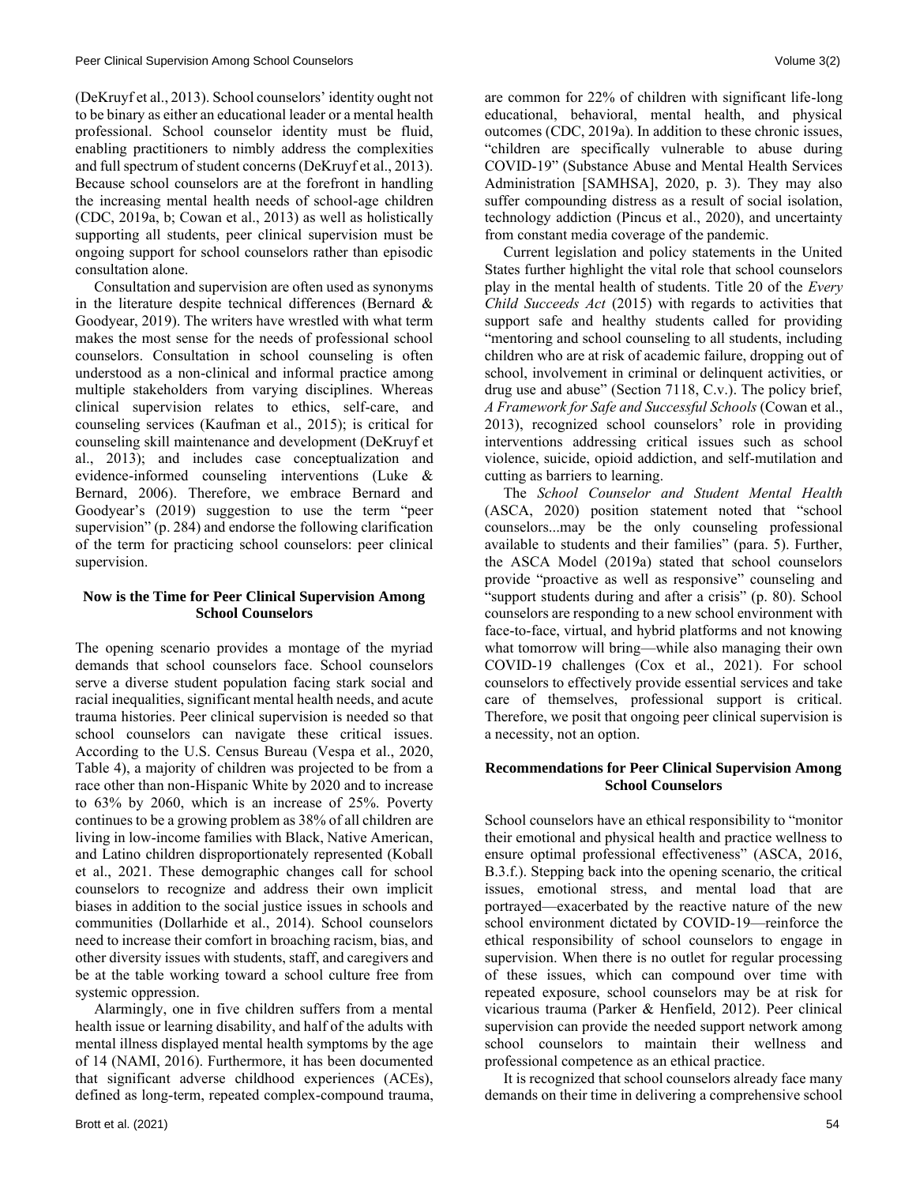(DeKruyf et al., 2013). School counselors' identity ought not to be binary as either an educational leader or a mental health professional. School counselor identity must be fluid, enabling practitioners to nimbly address the complexities and full spectrum of student concerns (DeKruyf et al., 2013). Because school counselors are at the forefront in handling the increasing mental health needs of school-age children (CDC, 2019a, b; Cowan et al., 2013) as well as holistically supporting all students, peer clinical supervision must be ongoing support for school counselors rather than episodic consultation alone.

Consultation and supervision are often used as synonyms in the literature despite technical differences (Bernard & Goodyear, 2019). The writers have wrestled with what term makes the most sense for the needs of professional school counselors. Consultation in school counseling is often understood as a non-clinical and informal practice among multiple stakeholders from varying disciplines. Whereas clinical supervision relates to ethics, self-care, and counseling services (Kaufman et al., 2015); is critical for counseling skill maintenance and development (DeKruyf et al., 2013); and includes case conceptualization and evidence-informed counseling interventions (Luke & Bernard, 2006). Therefore, we embrace Bernard and Goodyear's (2019) suggestion to use the term "peer supervision" (p. 284) and endorse the following clarification of the term for practicing school counselors: peer clinical supervision.

## Now is the Time for Peer Clinical Supervision Among School Counselors

The opening scenario provides a montage of the myriad demands that school counselors face. School counselors serve a diverse student population facing stark social and racial inequalities, significant mental health needs, and acute trauma histories. Peer clinical supervision is needed so that school counselors can navigate these critical issues. According to the U.S. Census Bureau (Vespa et al., 2020, Table 4), a majority of children was projected to be from a race other than non-Hispanic White by 2020 and to increase to 63% by 2060, which is an increase of 25%. Poverty continues to be a growing problem as 38% of all children are living in low-income families with Black, Native American, and Latino children disproportionately represented (Koball et al., 2021. These demographic changes call for school counselors to recognize and address their own implicit biases in addition to the social justice issues in schools and communities (Dollarhide et al., 2014). School counselors need to increase their comfort in broaching racism, bias, and other diversity issues with students, staff, and caregivers and be at the table working toward a school culture free from systemic oppression.

Alarmingly, one in five children suffers from a mental health issue or learning disability, and half of the adults with mental illness displayed mental health symptoms by the age of 14 (NAMI, 2016). Furthermore, it has been documented that significant adverse childhood experiences (ACEs), defined as long-term, repeated complex-compound trauma, are common for 22% of children with significant life-long educational, behavioral, mental health, and physical outcomes (CDC, 2019a). In addition to these chronic issues, "children are specifically vulnerable to abuse during COVID-19" (Substance Abuse and Mental Health Services Administration [SAMHSA], 2020, p. 3). They may also suffer compounding distress as a result of social isolation, technology addiction (Pincus et al., 2020), and uncertainty from constant media coverage of the pandemic.

Current legislation and policy statements in the United States further highlight the vital role that school counselors play in the mental health of students. Title 20 of the *Every Child Succeeds Act* (2015) with regards to activities that support safe and healthy students called for providing "mentoring and school counseling to all students, including children who are at risk of academic failure, dropping out of school, involvement in criminal or delinquent activities, or drug use and abuse" (Section 7118, C.v.). The policy brief, *A Framework for Safe and Successful Schools* (Cowan et al., 2013), recognized school counselors' role in providing interventions addressing critical issues such as school violence, suicide, opioid addiction, and self-mutilation and cutting as barriers to learning.

The *School Counselor and Student Mental Health* (ASCA, 2020) position statement noted that "school counselors...may be the only counseling professional available to students and their families" (para. 5). Further, the ASCA Model (2019a) stated that school counselors provide "proactive as well as responsive" counseling and "support students during and after a crisis" (p. 80). School counselors are responding to a new school environment with face-to-face, virtual, and hybrid platforms and not knowing what tomorrow will bring—while also managing their own COVID-19 challenges (Cox et al., 2021). For school counselors to effectively provide essential services and take care of themselves, professional support is critical. Therefore, we posit that ongoing peer clinical supervision is a necessity, not an option.

## Recommendations for Peer Clinical Supervision Among School Counselors

School counselors have an ethical responsibility to "monitor their emotional and physical health and practice wellness to ensure optimal professional effectiveness" (ASCA, 2016, B.3.f.). Stepping back into the opening scenario, the critical issues, emotional stress, and mental load that are portrayed—exacerbated by the reactive nature of the new school environment dictated by COVID-19—reinforce the ethical responsibility of school counselors to engage in supervision. When there is no outlet for regular processing of these issues, which can compound over time with repeated exposure, school counselors may be at risk for vicarious trauma (Parker & Henfield, 2012). Peer clinical supervision can provide the needed support network among school counselors to maintain their wellness and professional competence as an ethical practice.

It is recognized that school counselors already face many demands on their time in delivering a comprehensive school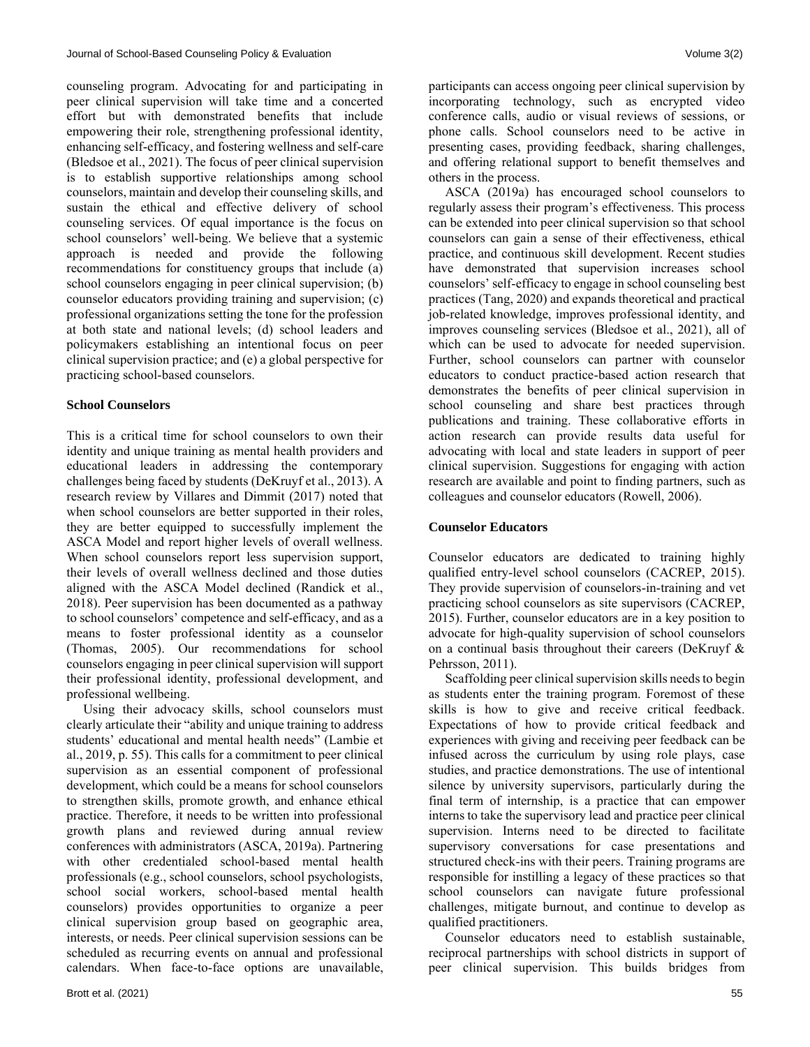counseling program. Advocating for and participating in peer clinical supervision will take time and a concerted effort but with demonstrated benefits that include empowering their role, strengthening professional identity, enhancing self-efficacy, and fostering wellness and self-care (Bledsoe et al., 2021). The focus of peer clinical supervision is to establish supportive relationships among school counselors, maintain and develop their counseling skills, and sustain the ethical and effective delivery of school counseling services. Of equal importance is the focus on school counselors' well-being. We believe that a systemic approach is needed and provide the following recommendations for constituency groups that include (a) school counselors engaging in peer clinical supervision; (b) counselor educators providing training and supervision; (c) professional organizations setting the tone for the profession at both state and national levels; (d) school leaders and policymakers establishing an intentional focus on peer clinical supervision practice; and (e) a global perspective for practicing school-based counselors.

### School Counselors

This is a critical time for school counselors to own their identity and unique training as mental health providers and educational leaders in addressing the contemporary challenges being faced by students (DeKruyf et al., 2013). A research review by Villares and Dimmit (2017) noted that when school counselors are better supported in their roles, they are better equipped to successfully implement the ASCA Model and report higher levels of overall wellness. When school counselors report less supervision support, their levels of overall wellness declined and those duties aligned with the ASCA Model declined (Randick et al., 2018). Peer supervision has been documented as a pathway to school counselors' competence and self-efficacy, and as a means to foster professional identity as a counselor (Thomas, 2005). Our recommendations for school counselors engaging in peer clinical supervision will support their professional identity, professional development, and professional wellbeing.

Using their advocacy skills, school counselors must clearly articulate their "ability and unique training to address students' educational and mental health needs" (Lambie et al., 2019, p. 55). This calls for a commitment to peer clinical supervision as an essential component of professional development, which could be a means for school counselors to strengthen skills, promote growth, and enhance ethical practice. Therefore, it needs to be written into professional growth plans and reviewed during annual review conferences with administrators (ASCA, 2019a). Partnering with other credentialed school-based mental health professionals (e.g., school counselors, school psychologists, school social workers, school-based mental health counselors) provides opportunities to organize a peer clinical supervision group based on geographic area, interests, or needs. Peer clinical supervision sessions can be scheduled as recurring events on annual and professional calendars. When face-to-face options are unavailable, participants can access ongoing peer clinical supervision by incorporating technology, such as encrypted video conference calls, audio or visual reviews of sessions, or phone calls. School counselors need to be active in presenting cases, providing feedback, sharing challenges, and offering relational support to benefit themselves and others in the process.

ASCA (2019a) has encouraged school counselors to regularly assess their program's effectiveness. This process can be extended into peer clinical supervision so that school counselors can gain a sense of their effectiveness, ethical practice, and continuous skill development. Recent studies have demonstrated that supervision increases school counselors' self-efficacy to engage in school counseling best practices (Tang, 2020) and expands theoretical and practical job-related knowledge, improves professional identity, and improves counseling services (Bledsoe et al., 2021), all of which can be used to advocate for needed supervision. Further, school counselors can partner with counselor educators to conduct practice-based action research that demonstrates the benefits of peer clinical supervision in school counseling and share best practices through publications and training. These collaborative efforts in action research can provide results data useful for advocating with local and state leaders in support of peer clinical supervision. Suggestions for engaging with action research are available and point to finding partners, such as colleagues and counselor educators (Rowell, 2006).

### Counselor Educators

Counselor educators are dedicated to training highly qualified entry-level school counselors (CACREP, 2015). They provide supervision of counselors-in-training and vet practicing school counselors as site supervisors (CACREP, 2015). Further, counselor educators are in a key position to advocate for high-quality supervision of school counselors on a continual basis throughout their careers (DeKruyf & Pehrsson, 2011).

Scaffolding peer clinical supervision skills needs to begin as students enter the training program. Foremost of these skills is how to give and receive critical feedback. Expectations of how to provide critical feedback and experiences with giving and receiving peer feedback can be infused across the curriculum by using role plays, case studies, and practice demonstrations. The use of intentional silence by university supervisors, particularly during the final term of internship, is a practice that can empower interns to take the supervisory lead and practice peer clinical supervision. Interns need to be directed to facilitate supervisory conversations for case presentations and structured check-ins with their peers. Training programs are responsible for instilling a legacy of these practices so that school counselors can navigate future professional challenges, mitigate burnout, and continue to develop as qualified practitioners.

Counselor educators need to establish sustainable, reciprocal partnerships with school districts in support of peer clinical supervision. This builds bridges from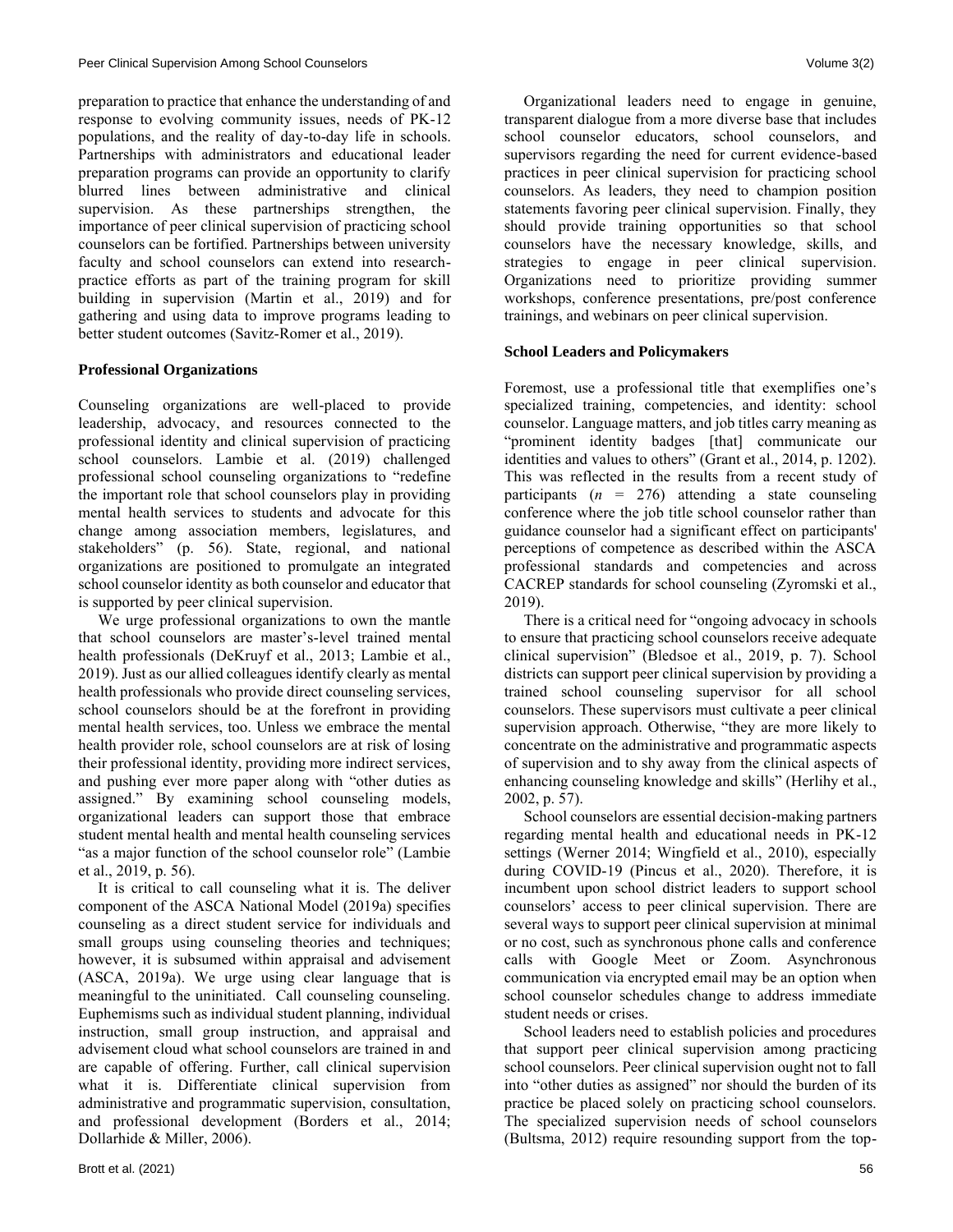preparation to practice that enhance the understanding of and response to evolving community issues, needs of PK-12 populations, and the reality of day-to-day life in schools. Partnerships with administrators and educational leader preparation programs can provide an opportunity to clarify blurred lines between administrative and clinical supervision. As these partnerships strengthen, the importance of peer clinical supervision of practicing school counselors can be fortified. Partnerships between university faculty and school counselors can extend into research-practice efforts as part of the training program for skill building in supervision (Martin et al., 2019) and for gathering and using data to improve programs leading to better student outcomes (Savitz-Romer et al., 2019).

### Professional Organizations

Counseling organizations are well-placed to provide leadership, advocacy, and resources connected to the professional identity and clinical supervision of practicing school counselors. Lambie et al. (2019) challenged professional school counseling organizations to "redefine the important role that school counselors play in providing mental health services to students and advocate for this change among association members, legislatures, and stakeholders" (p. 56). State, regional, and national organizations are positioned to promulgate an integrated school counselor identity as both counselor and educator that is supported by peer clinical supervision.

We urge professional organizations to own the mantle that school counselors are master's-level trained mental health professionals (DeKruyf et al., 2013; Lambie et al., 2019). Just as our allied colleagues identify clearly as mental health professionals who provide direct counseling services, school counselors should be at the forefront in providing mental health services, too. Unless we embrace the mental health provider role, school counselors are at risk of losing their professional identity, providing more indirect services, and pushing ever more paper along with "other duties as assigned." By examining school counseling models, organizational leaders can support those that embrace student mental health and mental health counseling services "as a major function of the school counselor role" (Lambie et al., 2019, p. 56).

It is critical to call counseling what it is. The deliver component of the ASCA National Model (2019a) specifies counseling as a direct student service for individuals and small groups using counseling theories and techniques; however, it is subsumed within appraisal and advisement (ASCA, 2019a). We urge using clear language that is meaningful to the uninitiated. Call counseling counseling. Euphemisms such as individual student planning, individual instruction, small group instruction, and appraisal and advisement cloud what school counselors are trained in and are capable of offering. Further, call clinical supervision what it is. Differentiate clinical supervision from administrative and programmatic supervision, consultation, and professional development (Borders et al., 2014; Dollarhide & Miller, 2006).

Organizational leaders need to engage in genuine, transparent dialogue from a more diverse base that includes school counselor educators, school counselors, and supervisors regarding the need for current evidence-based practices in peer clinical supervision for practicing school counselors. As leaders, they need to champion position statements favoring peer clinical supervision. Finally, they should provide training opportunities so that school counselors have the necessary knowledge, skills, and strategies to engage in peer clinical supervision. Organizations need to prioritize providing summer workshops, conference presentations, pre/post conference trainings, and webinars on peer clinical supervision.

### School Leaders and Policymakers

Foremost, use a professional title that exemplifies one's specialized training, competencies, and identity: school counselor. Language matters, and job titles carry meaning as "prominent identity badges [that] communicate our identities and values to others" (Grant et al., 2014, p. 1202). This was reflected in the results from a recent study of participants ($n$ = 276) attending a state counseling conference where the job title school counselor rather than guidance counselor had a significant effect on participants' perceptions of competence as described within the ASCA professional standards and competencies and across CACREP standards for school counseling (Zyromski et al., 2019).

There is a critical need for "ongoing advocacy in schools to ensure that practicing school counselors receive adequate clinical supervision" (Bledsoe et al., 2019, p. 7). School districts can support peer clinical supervision by providing a trained school counseling supervisor for all school counselors. These supervisors must cultivate a peer clinical supervision approach. Otherwise, "they are more likely to concentrate on the administrative and programmatic aspects of supervision and to shy away from the clinical aspects of enhancing counseling knowledge and skills" (Herlihy et al., 2002, p. 57).

School counselors are essential decision-making partners regarding mental health and educational needs in PK-12 settings (Werner 2014; Wingfield et al., 2010), especially during COVID-19 (Pincus et al., 2020). Therefore, it is incumbent upon school district leaders to support school counselors' access to peer clinical supervision. There are several ways to support peer clinical supervision at minimal or no cost, such as synchronous phone calls and conference calls with Google Meet or Zoom. Asynchronous communication via encrypted email may be an option when school counselor schedules change to address immediate student needs or crises.

School leaders need to establish policies and procedures that support peer clinical supervision among practicing school counselors. Peer clinical supervision ought not to fall into "other duties as assigned" nor should the burden of its practice be placed solely on practicing school counselors. The specialized supervision needs of school counselors (Bultsma, 2012) require resounding support from the top-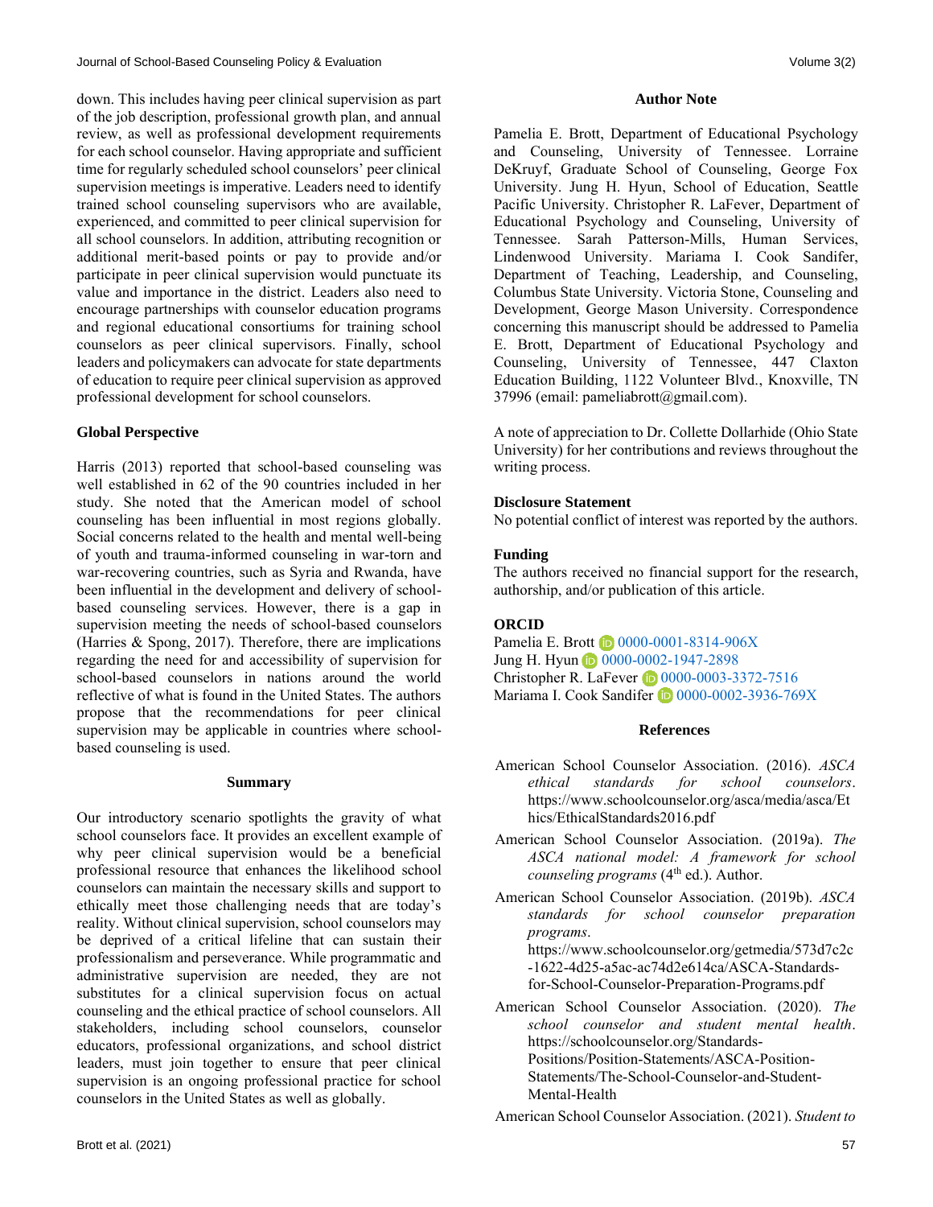down. This includes having peer clinical supervision as part of the job description, professional growth plan, and annual review, as well as professional development requirements for each school counselor. Having appropriate and sufficient time for regularly scheduled school counselors' peer clinical supervision meetings is imperative. Leaders need to identify trained school counseling supervisors who are available, experienced, and committed to peer clinical supervision for all school counselors. In addition, attributing recognition or additional merit-based points or pay to provide and/or participate in peer clinical supervision would punctuate its value and importance in the district. Leaders also need to encourage partnerships with counselor education programs and regional educational consortiums for training school counselors as peer clinical supervisors. Finally, school leaders and policymakers can advocate for state departments of education to require peer clinical supervision as approved professional development for school counselors.

### Global Perspective

Harris (2013) reported that school-based counseling was well established in 62 of the 90 countries included in her study. She noted that the American model of school counseling has been influential in most regions globally. Social concerns related to the health and mental well-being of youth and trauma-informed counseling in war-torn and war-recovering countries, such as Syria and Rwanda, have been influential in the development and delivery of school-based counseling services. However, there is a gap in supervision meeting the needs of school-based counselors (Harries & Spong, 2017). Therefore, there are implications regarding the need for and accessibility of supervision for school-based counselors in nations around the world reflective of what is found in the United States. The authors propose that the recommendations for peer clinical supervision may be applicable in countries where school-based counseling is used.

## Summary

Our introductory scenario spotlights the gravity of what school counselors face. It provides an excellent example of why peer clinical supervision would be a beneficial professional resource that enhances the likelihood school counselors can maintain the necessary skills and support to ethically meet those challenging needs that are today's reality. Without clinical supervision, school counselors may be deprived of a critical lifeline that can sustain their professionalism and perseverance. While programmatic and administrative supervision are needed, they are not substitutes for a clinical supervision focus on actual counseling and the ethical practice of school counselors. All stakeholders, including school counselors, counselor educators, professional organizations, and school district leaders, must join together to ensure that peer clinical supervision is an ongoing professional practice for school counselors in the United States as well as globally.

## Author Note

Pamelia E. Brott, Department of Educational Psychology and Counseling, University of Tennessee. Lorraine DeKruyf, Graduate School of Counseling, George Fox University. Jung H. Hyun, School of Education, Seattle Pacific University. Christopher R. LaFever, Department of Educational Psychology and Counseling, University of Tennessee. Sarah Patterson-Mills, Human Services, Lindenwood University. Mariama I. Cook Sandifer, Department of Teaching, Leadership, and Counseling, Columbus State University. Victoria Stone, Counseling and Development, George Mason University. Correspondence concerning this manuscript should be addressed to Pamelia E. Brott, Department of Educational Psychology and Counseling, University of Tennessee, 447 Claxton Education Building, 1122 Volunteer Blvd., Knoxville, TN 37996 (email: pameliabrott@gmail.com).

A note of appreciation to Dr. Collette Dollarhide (Ohio State University) for her contributions and reviews throughout the writing process.

### Disclosure Statement

No potential conflict of interest was reported by the authors.

### Funding

The authors received no financial support for the research, authorship, and/or publication of this article.

### ORCID

Pamelia E. Brott 0000-0001-8314-906X
Jung H. Hyun 0000-0002-1947-2898
Christopher R. LaFever 0000-0003-3372-7516
Mariama I. Cook Sandifer 0000-0002-3936-769X

## References

American School Counselor Association. (2016). *ASCA ethical standards for school counselors*. https://www.schoolcounselor.org/asca/media/asca/Ethics/EthicalStandards2016.pdf

American School Counselor Association. (2019a). *The ASCA national model: A framework for school counseling programs* (4th ed.). Author.

American School Counselor Association. (2019b). *ASCA standards for school counselor preparation programs*. https://www.schoolcounselor.org/getmedia/573d7c2c-1622-4d25-a5ac-ac74d2e614ca/ASCA-Standards-for-School-Counselor-Preparation-Programs.pdf

American School Counselor Association. (2020). *The school counselor and student mental health*. https://schoolcounselor.org/Standards-Positions/Position-Statements/ASCA-Position-Statements/The-School-Counselor-and-Student-Mental-Health

American School Counselor Association. (2021). *Student to*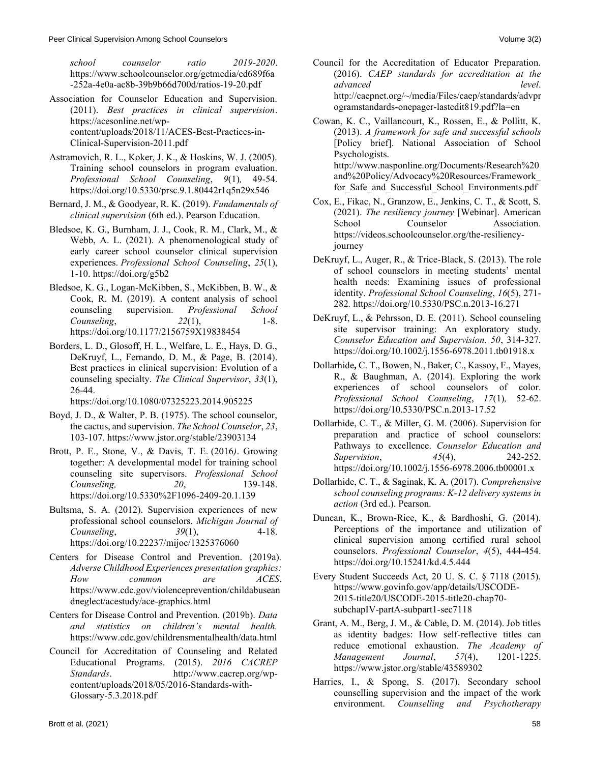*school counselor ratio 2019-2020*. https://www.schoolcounselor.org/getmedia/cd689f6a-252a-4e0a-ac8b-39b9b66d700d/ratios-19-20.pdf

Association for Counselor Education and Supervision. (2011). *Best practices in clinical supervision*. https://acesonline.net/wp-content/uploads/2018/11/ACES-Best-Practices-in-Clinical-Supervision-2011.pdf

Astramovich, R. L., Koker, J. K., & Hoskins, W. J. (2005). Training school counselors in program evaluation. *Professional School Counseling*, *9*(1)*,* 49-54. https://doi.org/10.5330/prsc.9.1.80442r1q5n29x546

Bernard, J. M., & Goodyear, R. K. (2019). *Fundamentals of clinical supervision* (6th ed.). Pearson Education.

Bledsoe, K. G., Burnham, J. J., Cook, R. M., Clark, M., & Webb, A. L. (2021). A phenomenological study of early career school counselor clinical supervision experiences. *Professional School Counseling*, *25*(1), 1-10. https://doi.org/g5b2

Bledsoe, K. G., Logan-McKibben, S., McKibben, B. W., & Cook, R. M. (2019). A content analysis of school counseling supervision. *Professional School Counseling*, *22*(1), 1-8. https://doi.org/10.1177/2156759X19838454

Borders, L. D., Glosoff, H. L., Welfare, L. E., Hays, D. G., DeKruyf, L., Fernando, D. M., & Page, B. (2014). Best practices in clinical supervision: Evolution of a counseling specialty. *The Clinical Supervisor*, *33*(1), 26-44. https://doi.org/10.1080/07325223.2014.905225

Boyd, J. D., & Walter, P. B. (1975). The school counselor, the cactus, and supervision. *The School Counselor*, *23*, 103-107. https://www.jstor.org/stable/23903134

Brott, P. E., Stone, V., & Davis, T. E. (2016*)*. Growing together: A developmental model for training school counseling site supervisors. *Professional School Counseling, 20*, 139-148. https://doi.org/10.5330%2F1096-2409-20.1.139

Bultsma, S. A. (2012). Supervision experiences of new professional school counselors. *Michigan Journal of Counseling*, *39*(1), 4-18. https://doi.org/10.22237/mijoc/1325376060

Centers for Disease Control and Prevention. (2019a). *Adverse Childhood Experiences presentation graphics: How common are ACES*. https://www.cdc.gov/violenceprevention/childabuseandneglect/acestudy/ace-graphics.html

Centers for Disease Control and Prevention. (2019b). *Data and statistics on children's mental health.* https://www.cdc.gov/childrensmentalhealth/data.html

Council for Accreditation of Counseling and Related Educational Programs. (2015). *2016 CACREP Standards*. http://www.cacrep.org/wp-content/uploads/2018/05/2016-Standards-with-Glossary-5.3.2018.pdf

Council for the Accreditation of Educator Preparation. (2016). *CAEP standards for accreditation at the advanced level*. http://caepnet.org/~/media/Files/caep/standards/advprogramstandards-onepager-lastedit819.pdf?la=en

Cowan, K. C., Vaillancourt, K., Rossen, E., & Pollitt, K. (2013). *A framework for safe and successful schools* [Policy brief]. National Association of School Psychologists. http://www.nasponline.org/Documents/Research%20and%20Policy/Advocacy%20Resources/Framework_for_Safe_and_Successful_School_Environments.pdf

Cox, E., Fikac, N., Granzow, E., Jenkins, C. T., & Scott, S. (2021). *The resiliency journey* [Webinar]. American School Counselor Association. https://videos.schoolcounselor.org/the-resiliency-journey

DeKruyf, L., Auger, R., & Trice-Black, S. (2013). The role of school counselors in meeting students' mental health needs: Examining issues of professional identity. *Professional School Counseling*, *16*(5), 271-282*.* https://doi.org/10.5330/PSC.n.2013-16.271

DeKruyf, L., & Pehrsson, D. E. (2011). School counseling site supervisor training: An exploratory study. *Counselor Education and Supervision. 50*, 314-327*.* https://doi.org/10.1002/j.1556-6978.2011.tb01918.x

Dollarhide**,** C. T., Bowen, N., Baker, C., Kassoy, F., Mayes, R., & Baughman, A. (2014). Exploring the work experiences of school counselors of color. *Professional School Counseling*, *17*(1)*,* 52-62. https://doi.org/10.5330/PSC.n.2013-17.52

Dollarhide, C. T., & Miller, G. M. (2006). Supervision for preparation and practice of school counselors: Pathways to excellence. *Counselor Education and Supervision*, *45*(4), 242-252. https://doi.org/10.1002/j.1556-6978.2006.tb00001.x

Dollarhide, C. T., & Saginak, K. A. (2017). *Comprehensive school counseling programs: K-12 delivery systems in action* (3rd ed.). Pearson.

Duncan, K., Brown-Rice, K., & Bardhoshi, G. (2014). Perceptions of the importance and utilization of clinical supervision among certified rural school counselors. *Professional Counselor*, *4*(5), 444-454. https://doi.org/10.15241/kd.4.5.444

Every Student Succeeds Act, 20 U. S. C. § 7118 (2015). https://www.govinfo.gov/app/details/USCODE-2015-title20/USCODE-2015-title20-chap70-subchapIV-partA-subpart1-sec7118

Grant, A. M., Berg, J. M., & Cable, D. M. (2014). Job titles as identity badges: How self-reflective titles can reduce emotional exhaustion. *The Academy of Management Journal*, *57*(4), 1201-1225. https://www.jstor.org/stable/43589302

Harries, I., & Spong, S. (2017). Secondary school counselling supervision and the impact of the work environment. *Counselling and Psychotherapy*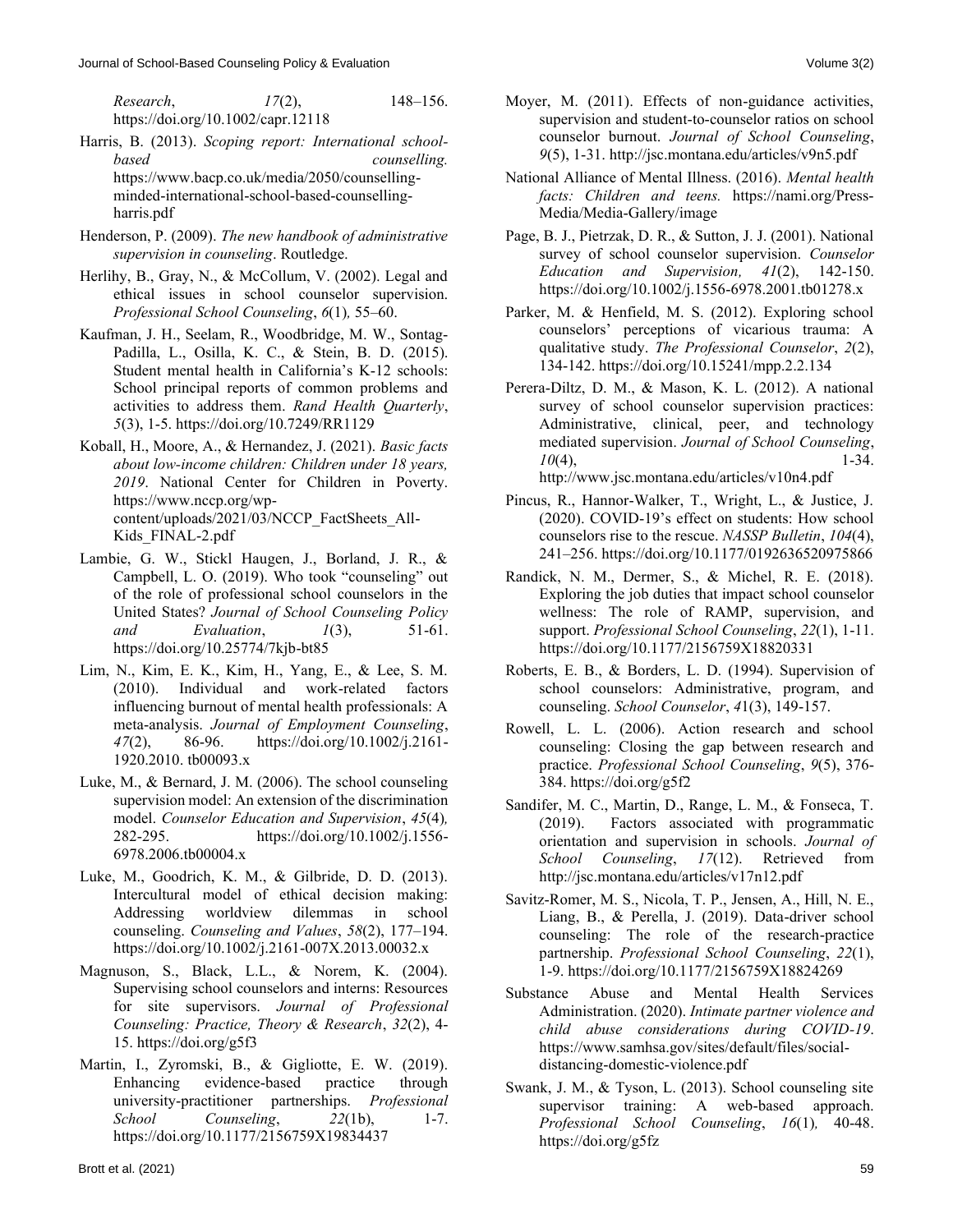*Research*, *17*(2), 148–156. https://doi.org/10.1002/capr.12118

Harris, B. (2013). *Scoping report: International school-based counselling.* https://www.bacp.co.uk/media/2050/counselling-minded-international-school-based-counselling-harris.pdf

Henderson, P. (2009). *The new handbook of administrative supervision in counseling*. Routledge.

Herlihy, B., Gray, N., & McCollum, V. (2002). Legal and ethical issues in school counselor supervision. *Professional School Counseling*, *6*(1)*,* 55–60.

Kaufman, J. H., Seelam, R., Woodbridge, M. W., Sontag-Padilla, L., Osilla, K. C., & Stein, B. D. (2015). Student mental health in California's K-12 schools: School principal reports of common problems and activities to address them. *Rand Health Quarterly*, *5*(3), 1-5. https://doi.org/10.7249/RR1129

Koball, H., Moore, A., & Hernandez, J. (2021). *Basic facts about low-income children: Children under 18 years, 2019*. National Center for Children in Poverty. https://www.nccp.org/wp-content/uploads/2021/03/NCCP_FactSheets_All-Kids_FINAL-2.pdf

Lambie, G. W., Stickl Haugen, J., Borland, J. R., & Campbell, L. O. (2019). Who took "counseling" out of the role of professional school counselors in the United States? *Journal of School Counseling Policy and Evaluation*, *1*(3), 51-61. https://doi.org/10.25774/7kjb-bt85

Lim, N., Kim, E. K., Kim, H., Yang, E., & Lee, S. M. (2010). Individual and work-related factors influencing burnout of mental health professionals: A meta-analysis. *Journal of Employment Counseling*, *47*(2), 86-96. https://doi.org/10.1002/j.2161-1920.2010. tb00093.x

Luke, M., & Bernard, J. M. (2006). The school counseling supervision model: An extension of the discrimination model. *Counselor Education and Supervision*, *45*(4)*,* 282-295. https://doi.org/10.1002/j.1556-6978.2006.tb00004.x

Luke, M., Goodrich, K. M., & Gilbride, D. D. (2013). Intercultural model of ethical decision making: Addressing worldview dilemmas in school counseling. *Counseling and Values*, *58*(2), 177–194. https://doi.org/10.1002/j.2161-007X.2013.00032.x

Magnuson, S., Black, L.L., & Norem, K. (2004). Supervising school counselors and interns: Resources for site supervisors. *Journal of Professional Counseling: Practice, Theory & Research*, *32*(2), 4-15. https://doi.org/g5f3

Martin, I., Zyromski, B., & Gigliotte, E. W. (2019). Enhancing evidence-based practice through university-practitioner partnerships. *Professional School Counseling*, *22*(1b), 1-7. https://doi.org/10.1177/2156759X19834437

Moyer, M. (2011). Effects of non-guidance activities, supervision and student-to-counselor ratios on school counselor burnout. *Journal of School Counseling*, *9*(5), 1-31. http://jsc.montana.edu/articles/v9n5.pdf

National Alliance of Mental Illness. (2016). *Mental health facts: Children and teens.* https://nami.org/Press-Media/Media-Gallery/image

Page, B. J., Pietrzak, D. R., & Sutton, J. J. (2001). National survey of school counselor supervision. *Counselor Education and Supervision, 41*(2), 142-150. https://doi.org/10.1002/j.1556-6978.2001.tb01278.x

Parker, M. & Henfield, M. S. (2012). Exploring school counselors' perceptions of vicarious trauma: A qualitative study. *The Professional Counselor*, *2*(2), 134-142. https://doi.org/10.15241/mpp.2.2.134

Perera-Diltz, D. M., & Mason, K. L. (2012). A national survey of school counselor supervision practices: Administrative, clinical, peer, and technology mediated supervision. *Journal of School Counseling*, *10*(4), 1-34. http://www.jsc.montana.edu/articles/v10n4.pdf

Pincus, R., Hannor-Walker, T., Wright, L., & Justice, J. (2020). COVID-19's effect on students: How school counselors rise to the rescue. *NASSP Bulletin*, *104*(4), 241–256. https://doi.org/10.1177/0192636520975866

Randick, N. M., Dermer, S., & Michel, R. E. (2018). Exploring the job duties that impact school counselor wellness: The role of RAMP, supervision, and support. *Professional School Counseling*, *22*(1), 1-11. https://doi.org/10.1177/2156759X18820331

Roberts, E. B., & Borders, L. D. (1994). Supervision of school counselors: Administrative, program, and counseling. *School Counselor*, *4*1(3), 149-157.

Rowell, L. L. (2006). Action research and school counseling: Closing the gap between research and practice. *Professional School Counseling*, *9*(5), 376-384. https://doi.org/g5f2

Sandifer, M. C., Martin, D., Range, L. M., & Fonseca, T. (2019). Factors associated with programmatic orientation and supervision in schools. *Journal of School Counseling*, *17*(12). Retrieved from http://jsc.montana.edu/articles/v17n12.pdf

Savitz-Romer, M. S., Nicola, T. P., Jensen, A., Hill, N. E., Liang, B., & Perella, J. (2019). Data-driver school counseling: The role of the research-practice partnership. *Professional School Counseling*, *22*(1), 1-9. https://doi.org/10.1177/2156759X18824269

Substance Abuse and Mental Health Services Administration. (2020). *Intimate partner violence and child abuse considerations during COVID-19*. https://www.samhsa.gov/sites/default/files/social-distancing-domestic-violence.pdf

Swank, J. M., & Tyson, L. (2013). School counseling site supervisor training: A web-based approach. *Professional School Counseling*, *16*(1)*,* 40-48. https://doi.org/g5fz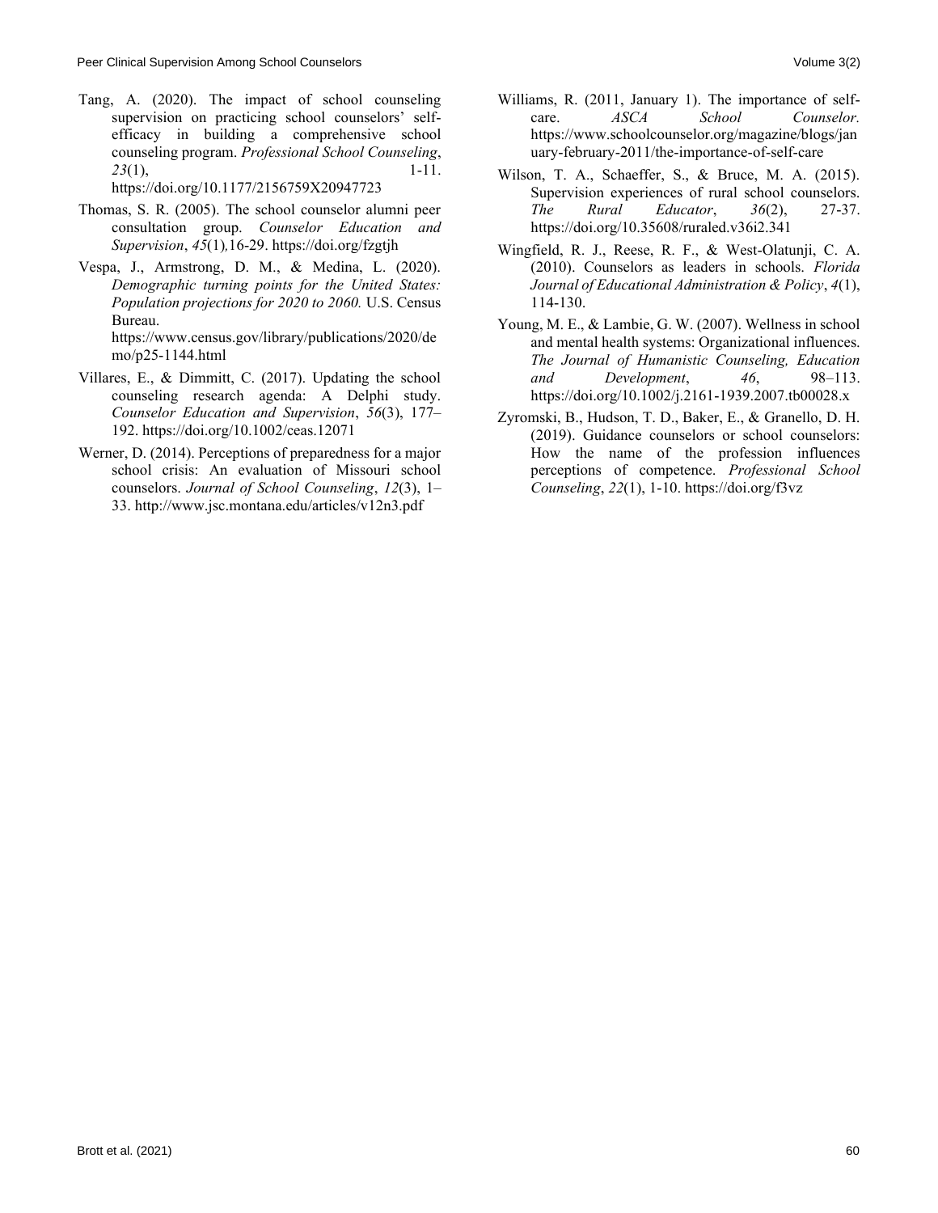Tang, A. (2020). The impact of school counseling supervision on practicing school counselors' self-efficacy in building a comprehensive school counseling program. *Professional School Counseling*, *23*(1), 1-11. https://doi.org/10.1177/2156759X20947723

Thomas, S. R. (2005). The school counselor alumni peer consultation group. *Counselor Education and Supervision*, *45*(1)*,*16-29. https://doi.org/fzgtjh

Vespa, J., Armstrong, D. M., & Medina, L. (2020). *Demographic turning points for the United States: Population projections for 2020 to 2060.* U.S. Census Bureau. https://www.census.gov/library/publications/2020/demo/p25-1144.html

Villares, E., & Dimmitt, C. (2017). Updating the school counseling research agenda: A Delphi study. *Counselor Education and Supervision*, *56*(3), 177–192. https://doi.org/10.1002/ceas.12071

Werner, D. (2014). Perceptions of preparedness for a major school crisis: An evaluation of Missouri school counselors. *Journal of School Counseling*, *12*(3), 1–33. http://www.jsc.montana.edu/articles/v12n3.pdf

Williams, R. (2011, January 1). The importance of self-care. *ASCA School Counselor.* https://www.schoolcounselor.org/magazine/blogs/january-february-2011/the-importance-of-self-care

Wilson, T. A., Schaeffer, S., & Bruce, M. A. (2015). Supervision experiences of rural school counselors. *The Rural Educator*, *36*(2), 27-37. https://doi.org/10.35608/ruraled.v36i2.341

Wingfield, R. J., Reese, R. F., & West-Olatunji, C. A. (2010). Counselors as leaders in schools. *Florida Journal of Educational Administration & Policy*, *4*(1), 114-130.

Young, M. E., & Lambie, G. W. (2007). Wellness in school and mental health systems: Organizational influences. *The Journal of Humanistic Counseling, Education and Development*, *46*, 98–113. https://doi.org/10.1002/j.2161-1939.2007.tb00028.x

Zyromski, B., Hudson, T. D., Baker, E., & Granello, D. H. (2019). Guidance counselors or school counselors: How the name of the profession influences perceptions of competence. *Professional School Counseling*, *22*(1), 1-10. https://doi.org/f3vz